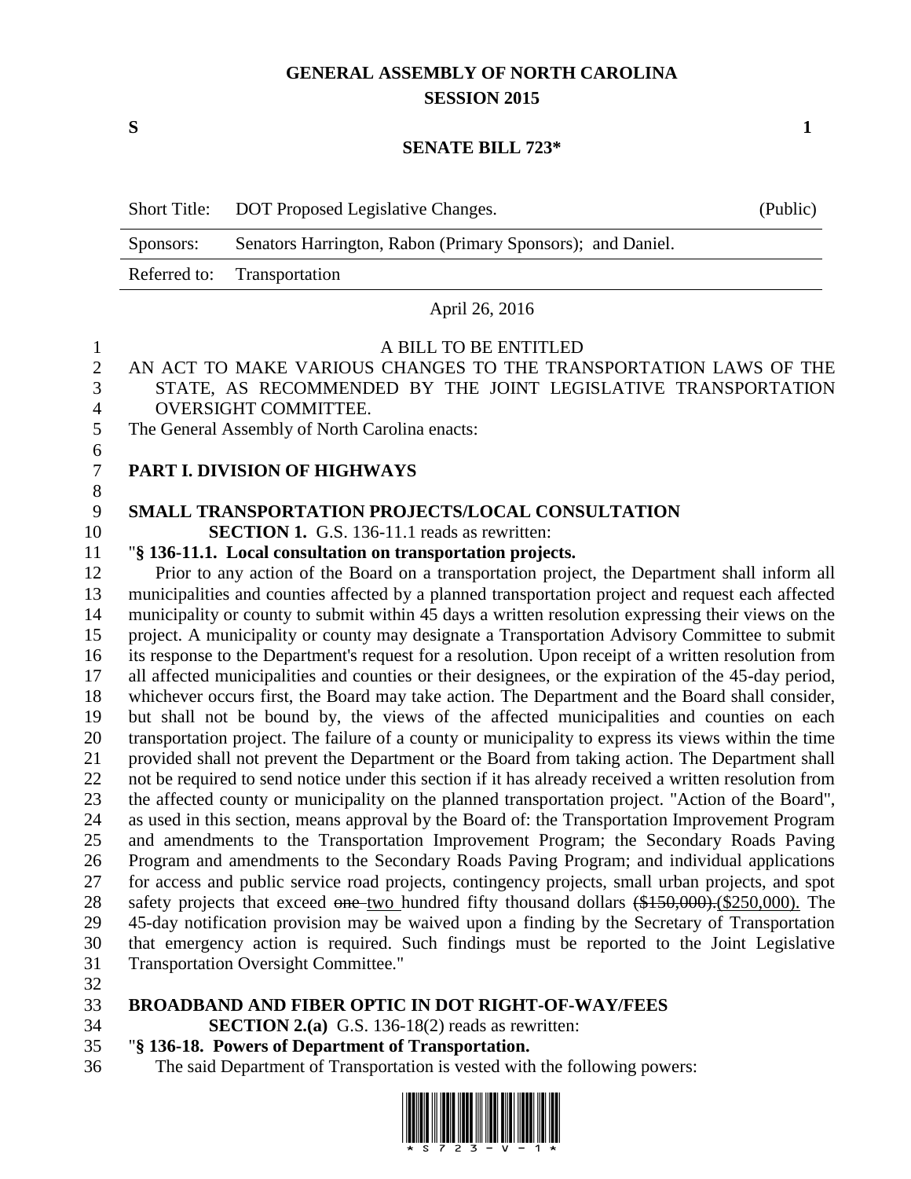# GENERAL ASSEMBLY OF NORTH CAROLINA
## SESSION 2015

**S** **1**

## SENATE BILL 723*

| Short Title: | DOT Proposed Legislative Changes. | (Public) |
|---|---|---|
| Sponsors: | Senators Harrington, Rabon (Primary Sponsors); and Daniel. | |
| Referred to: | Transportation | |

April 26, 2016

A BILL TO BE ENTITLED

AN ACT TO MAKE VARIOUS CHANGES TO THE TRANSPORTATION LAWS OF THE STATE, AS RECOMMENDED BY THE JOINT LEGISLATIVE TRANSPORTATION OVERSIGHT COMMITTEE.

The General Assembly of North Carolina enacts:

**PART I. DIVISION OF HIGHWAYS**

**SMALL TRANSPORTATION PROJECTS/LOCAL CONSULTATION**

**SECTION 1.** G.S. 136-11.1 reads as rewritten:

"**§ 136-11.1. Local consultation on transportation projects.**

Prior to any action of the Board on a transportation project, the Department shall inform all municipalities and counties affected by a planned transportation project and request each affected municipality or county to submit within 45 days a written resolution expressing their views on the project. A municipality or county may designate a Transportation Advisory Committee to submit its response to the Department's request for a resolution. Upon receipt of a written resolution from all affected municipalities and counties or their designees, or the expiration of the 45-day period, whichever occurs first, the Board may take action. The Department and the Board shall consider, but shall not be bound by, the views of the affected municipalities and counties on each transportation project. The failure of a county or municipality to express its views within the time provided shall not prevent the Department or the Board from taking action. The Department shall not be required to send notice under this section if it has already received a written resolution from the affected county or municipality on the planned transportation project. "Action of the Board", as used in this section, means approval by the Board of: the Transportation Improvement Program and amendments to the Transportation Improvement Program; the Secondary Roads Paving Program and amendments to the Secondary Roads Paving Program; and individual applications for access and public service road projects, contingency projects, small urban projects, and spot safety projects that exceed ~~one~~ <u>two</u> hundred fifty thousand dollars ~~($150,000).~~<u>($250,000).</u> The 45-day notification provision may be waived upon a finding by the Secretary of Transportation that emergency action is required. Such findings must be reported to the Joint Legislative Transportation Oversight Committee."

**BROADBAND AND FIBER OPTIC IN DOT RIGHT-OF-WAY/FEES**

**SECTION 2.(a)** G.S. 136-18(2) reads as rewritten:

"**§ 136-18. Powers of Department of Transportation.**

The said Department of Transportation is vested with the following powers: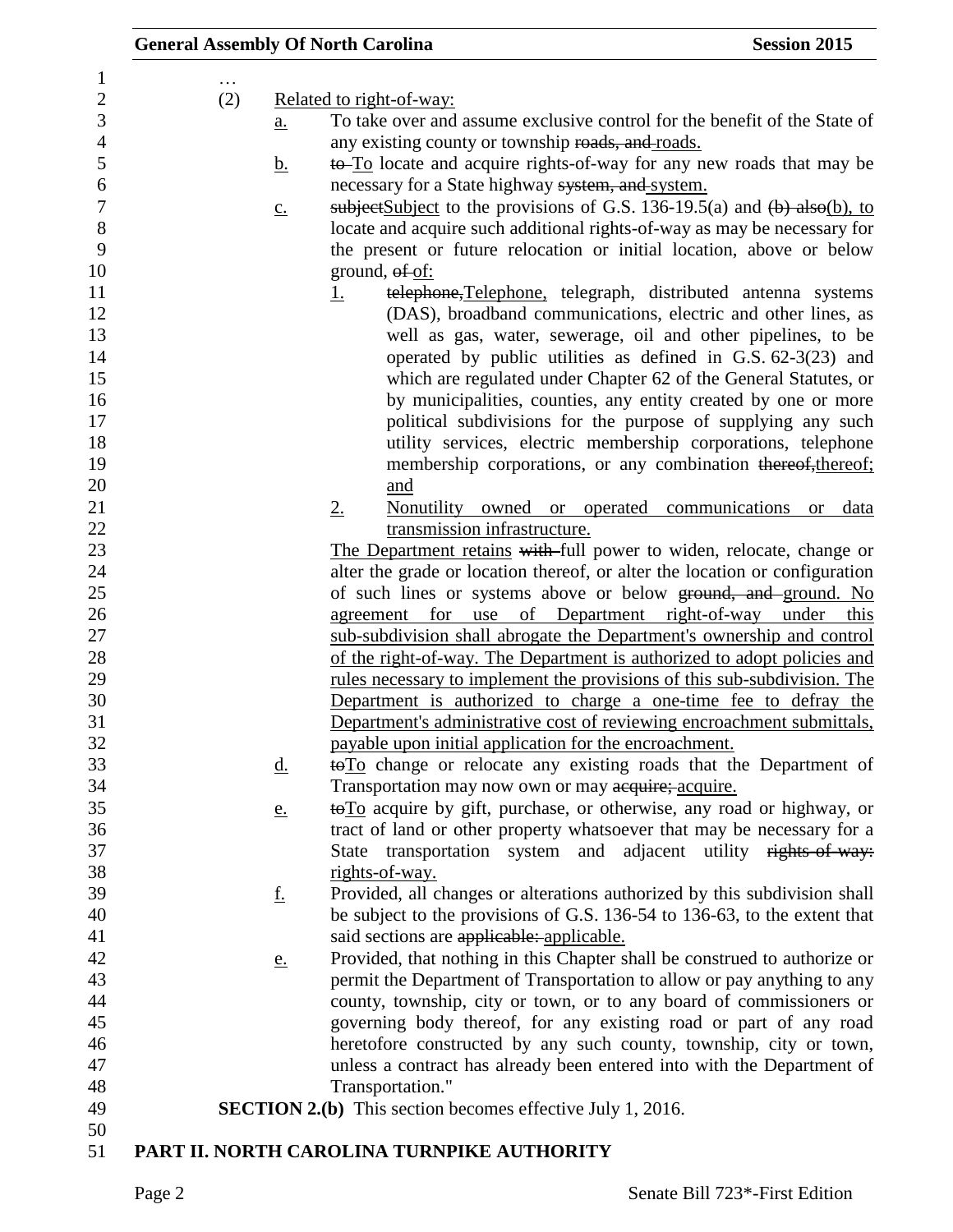…

(2) Related to right-of-way:

a. To take over and assume exclusive control for the benefit of the State of any existing county or township ~~roads, and~~ roads.

b. ~~to~~ To locate and acquire rights-of-way for any new roads that may be necessary for a State highway ~~system, and~~ system.

c. ~~subject~~Subject to the provisions of G.S. 136-19.5(a) and ~~(b) also~~(b), to locate and acquire such additional rights-of-way as may be necessary for the present or future relocation or initial location, above or below ground, ~~of~~ of:

1. ~~telephone,~~Telephone, telegraph, distributed antenna systems (DAS), broadband communications, electric and other lines, as well as gas, water, sewerage, oil and other pipelines, to be operated by public utilities as defined in G.S. 62-3(23) and which are regulated under Chapter 62 of the General Statutes, or by municipalities, counties, any entity created by one or more political subdivisions for the purpose of supplying any such utility services, electric membership corporations, telephone membership corporations, or any combination ~~thereof,~~thereof; and

2. Nonutility owned or operated communications or data transmission infrastructure.

The Department retains ~~with~~ full power to widen, relocate, change or alter the grade or location thereof, or alter the location or configuration of such lines or systems above or below ~~ground, and~~ ground. No agreement for use of Department right-of-way under this sub-subdivision shall abrogate the Department's ownership and control of the right-of-way. The Department is authorized to adopt policies and rules necessary to implement the provisions of this sub-subdivision. The Department is authorized to charge a one-time fee to defray the Department's administrative cost of reviewing encroachment submittals, payable upon initial application for the encroachment.

d. ~~to~~To change or relocate any existing roads that the Department of Transportation may now own or may ~~acquire;~~ acquire.

e. ~~to~~To acquire by gift, purchase, or otherwise, any road or highway, or tract of land or other property whatsoever that may be necessary for a State transportation system and adjacent utility ~~rights-of-way:~~ rights-of-way.

f. Provided, all changes or alterations authorized by this subdivision shall be subject to the provisions of G.S. 136-54 to 136-63, to the extent that said sections are ~~applicable:~~ applicable.

e. Provided, that nothing in this Chapter shall be construed to authorize or permit the Department of Transportation to allow or pay anything to any county, township, city or town, or to any board of commissioners or governing body thereof, for any existing road or part of any road heretofore constructed by any such county, township, city or town, unless a contract has already been entered into with the Department of Transportation."

**SECTION 2.(b)** This section becomes effective July 1, 2016.

## PART II. NORTH CAROLINA TURNPIKE AUTHORITY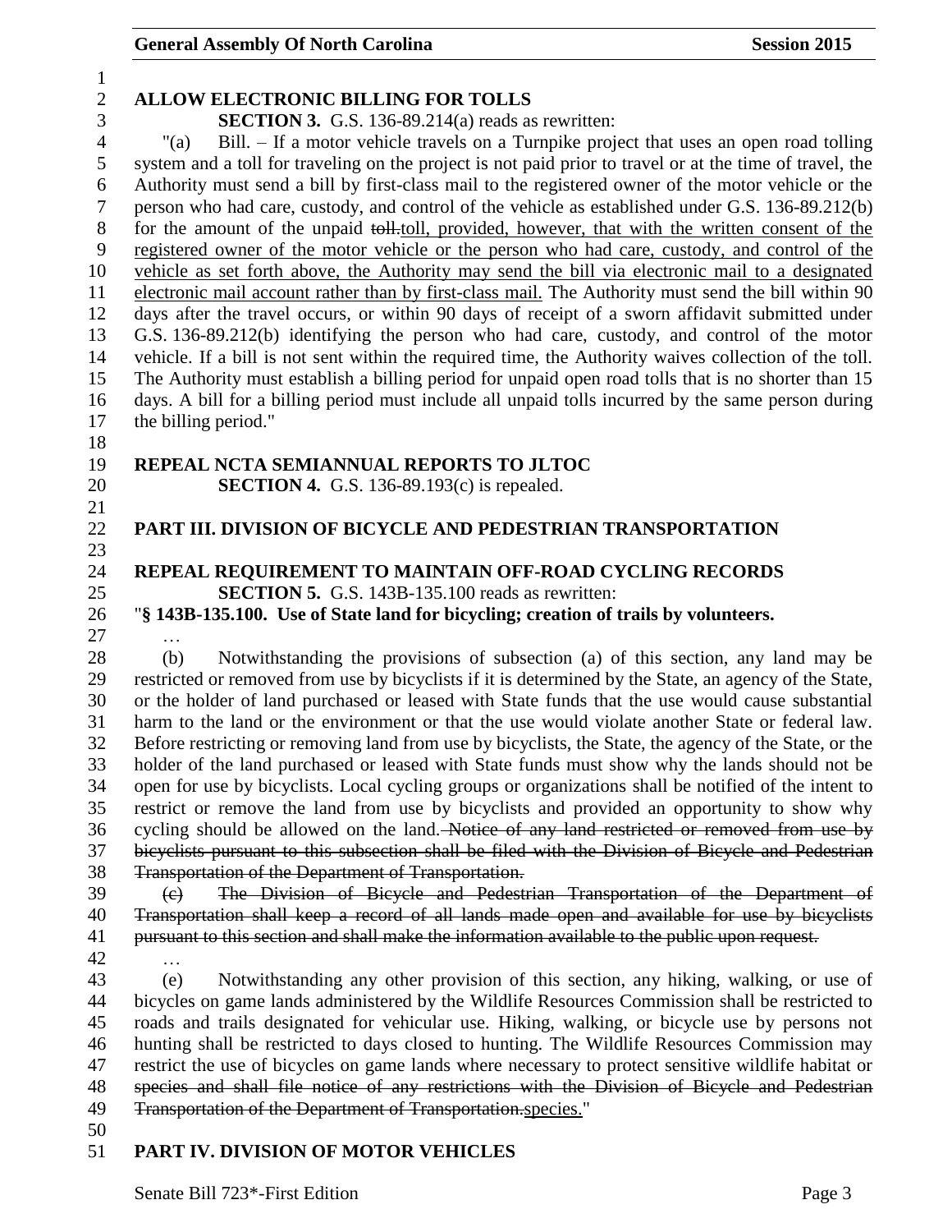**ALLOW ELECTRONIC BILLING FOR TOLLS**

**SECTION 3.** G.S. 136-89.214(a) reads as rewritten:

"(a) Bill. – If a motor vehicle travels on a Turnpike project that uses an open road tolling system and a toll for traveling on the project is not paid prior to travel or at the time of travel, the Authority must send a bill by first-class mail to the registered owner of the motor vehicle or the person who had care, custody, and control of the vehicle as established under G.S. 136-89.212(b) for the amount of the unpaid ~~toll.~~toll, provided, however, that with the written consent of the registered owner of the motor vehicle or the person who had care, custody, and control of the vehicle as set forth above, the Authority may send the bill via electronic mail to a designated electronic mail account rather than by first-class mail. The Authority must send the bill within 90 days after the travel occurs, or within 90 days of receipt of a sworn affidavit submitted under G.S. 136-89.212(b) identifying the person who had care, custody, and control of the motor vehicle. If a bill is not sent within the required time, the Authority waives collection of the toll. The Authority must establish a billing period for unpaid open road tolls that is no shorter than 15 days. A bill for a billing period must include all unpaid tolls incurred by the same person during the billing period."

**REPEAL NCTA SEMIANNUAL REPORTS TO JLTOC**

**SECTION 4.** G.S. 136-89.193(c) is repealed.

**PART III. DIVISION OF BICYCLE AND PEDESTRIAN TRANSPORTATION**

**REPEAL REQUIREMENT TO MAINTAIN OFF-ROAD CYCLING RECORDS**

**SECTION 5.** G.S. 143B-135.100 reads as rewritten:

"**§ 143B-135.100. Use of State land for bicycling; creation of trails by volunteers.**

…

(b) Notwithstanding the provisions of subsection (a) of this section, any land may be restricted or removed from use by bicyclists if it is determined by the State, an agency of the State, or the holder of land purchased or leased with State funds that the use would cause substantial harm to the land or the environment or that the use would violate another State or federal law. Before restricting or removing land from use by bicyclists, the State, the agency of the State, or the holder of the land purchased or leased with State funds must show why the lands should not be open for use by bicyclists. Local cycling groups or organizations shall be notified of the intent to restrict or remove the land from use by bicyclists and provided an opportunity to show why cycling should be allowed on the land. ~~Notice of any land restricted or removed from use by bicyclists pursuant to this subsection shall be filed with the Division of Bicycle and Pedestrian Transportation of the Department of Transportation.~~

~~(c) The Division of Bicycle and Pedestrian Transportation of the Department of Transportation shall keep a record of all lands made open and available for use by bicyclists pursuant to this section and shall make the information available to the public upon request.~~

…

(e) Notwithstanding any other provision of this section, any hiking, walking, or use of bicycles on game lands administered by the Wildlife Resources Commission shall be restricted to roads and trails designated for vehicular use. Hiking, walking, or bicycle use by persons not hunting shall be restricted to days closed to hunting. The Wildlife Resources Commission may restrict the use of bicycles on game lands where necessary to protect sensitive wildlife habitat or ~~species and shall file notice of any restrictions with the Division of Bicycle and Pedestrian Transportation of the Department of Transportation.~~species."

**PART IV. DIVISION OF MOTOR VEHICLES**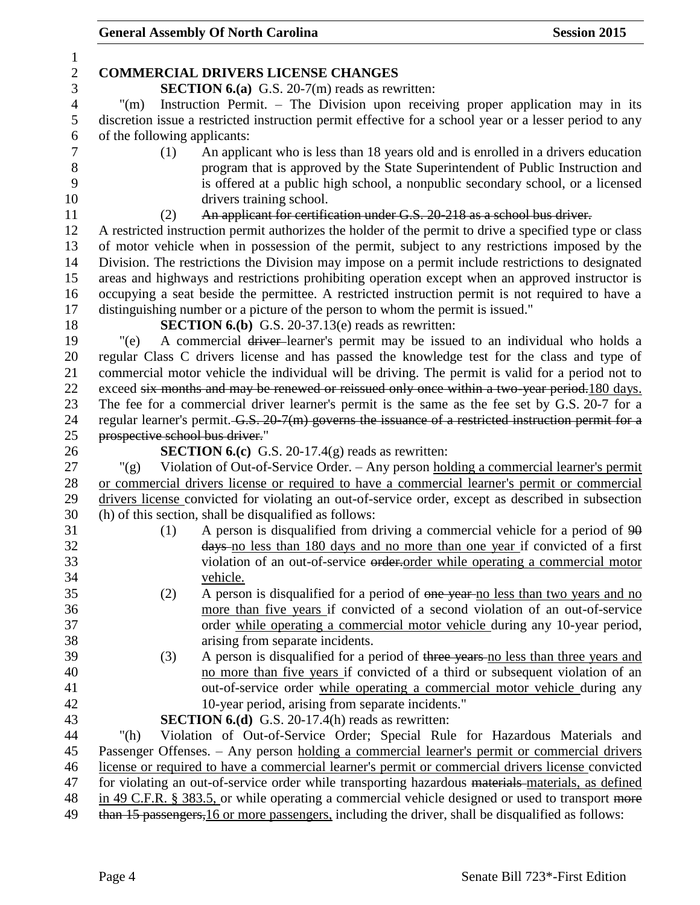**COMMERCIAL DRIVERS LICENSE CHANGES**

**SECTION 6.(a)** G.S. 20-7(m) reads as rewritten:

"(m) Instruction Permit. – The Division upon receiving proper application may in its discretion issue a restricted instruction permit effective for a school year or a lesser period to any of the following applicants:

(1) An applicant who is less than 18 years old and is enrolled in a drivers education program that is approved by the State Superintendent of Public Instruction and is offered at a public high school, a nonpublic secondary school, or a licensed drivers training school.

(2) ~~An applicant for certification under G.S. 20-218 as a school bus driver.~~

A restricted instruction permit authorizes the holder of the permit to drive a specified type or class of motor vehicle when in possession of the permit, subject to any restrictions imposed by the Division. The restrictions the Division may impose on a permit include restrictions to designated areas and highways and restrictions prohibiting operation except when an approved instructor is occupying a seat beside the permittee. A restricted instruction permit is not required to have a distinguishing number or a picture of the person to whom the permit is issued."

**SECTION 6.(b)** G.S. 20-37.13(e) reads as rewritten:

"(e) A commercial ~~driver~~ learner's permit may be issued to an individual who holds a regular Class C drivers license and has passed the knowledge test for the class and type of commercial motor vehicle the individual will be driving. The permit is valid for a period not to exceed ~~six months and may be renewed or reissued only once within a two-year period.~~<u>180 days.</u> The fee for a commercial driver learner's permit is the same as the fee set by G.S. 20-7 for a regular learner's permit. ~~G.S. 20-7(m) governs the issuance of a restricted instruction permit for a prospective school bus driver.~~"

**SECTION 6.(c)** G.S. 20-17.4(g) reads as rewritten:

"(g) Violation of Out-of-Service Order. – Any person <u>holding a commercial learner's permit or commercial drivers license or required to have a commercial learner's permit or commercial drivers license</u> convicted for violating an out-of-service order, except as described in subsection (h) of this section, shall be disqualified as follows:

(1) A person is disqualified from driving a commercial vehicle for a period of ~~90 days~~ <u>no less than 180 days and no more than one year</u> if convicted of a first violation of an out-of-service ~~order.~~<u>order while operating a commercial motor vehicle.</u>

(2) A person is disqualified for a period of ~~one year~~ <u>no less than two years and no more than five years</u> if convicted of a second violation of an out-of-service order <u>while operating a commercial motor vehicle</u> during any 10-year period, arising from separate incidents.

(3) A person is disqualified for a period of ~~three years~~ <u>no less than three years and no more than five years</u> if convicted of a third or subsequent violation of an out-of-service order <u>while operating a commercial motor vehicle</u> during any 10-year period, arising from separate incidents."

**SECTION 6.(d)** G.S. 20-17.4(h) reads as rewritten:

"(h) Violation of Out-of-Service Order; Special Rule for Hazardous Materials and Passenger Offenses. – Any person <u>holding a commercial learner's permit or commercial drivers license or required to have a commercial learner's permit or commercial drivers license</u> convicted for violating an out-of-service order while transporting hazardous ~~materials~~ <u>materials, as defined in 49 C.F.R. § 383.5,</u> or while operating a commercial vehicle designed or used to transport ~~more than 15 passengers,~~<u>16 or more passengers,</u> including the driver, shall be disqualified as follows: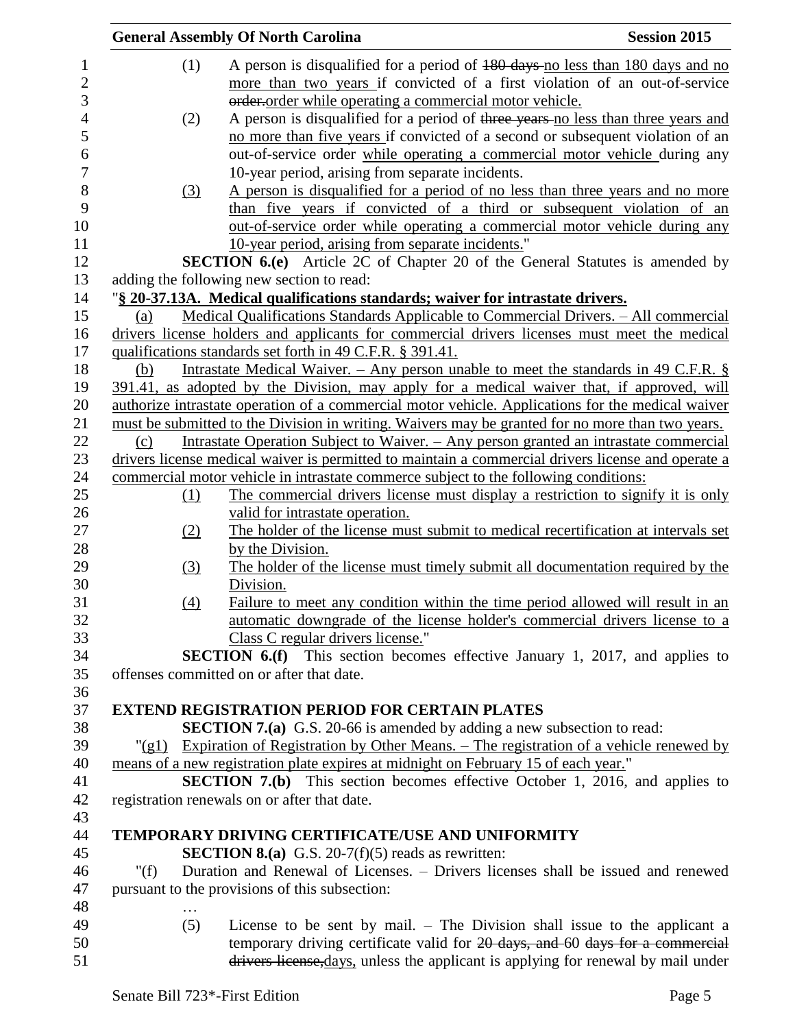(1) A person is disqualified for a period of ~~180 days~~ no less than 180 days and no more than two years if convicted of a first violation of an out-of-service ~~order.~~order while operating a commercial motor vehicle.

(2) A person is disqualified for a period of ~~three years~~ no less than three years and no more than five years if convicted of a second or subsequent violation of an out-of-service order while operating a commercial motor vehicle during any 10-year period, arising from separate incidents.

(3) A person is disqualified for a period of no less than three years and no more than five years if convicted of a third or subsequent violation of an out-of-service order while operating a commercial motor vehicle during any 10-year period, arising from separate incidents."

**SECTION 6.(e)** Article 2C of Chapter 20 of the General Statutes is amended by adding the following new section to read:

"**§ 20-37.13A. Medical qualifications standards; waiver for intrastate drivers.**

(a) Medical Qualifications Standards Applicable to Commercial Drivers. – All commercial drivers license holders and applicants for commercial drivers licenses must meet the medical qualifications standards set forth in 49 C.F.R. § 391.41.

(b) Intrastate Medical Waiver. – Any person unable to meet the standards in 49 C.F.R. § 391.41, as adopted by the Division, may apply for a medical waiver that, if approved, will authorize intrastate operation of a commercial motor vehicle. Applications for the medical waiver must be submitted to the Division in writing. Waivers may be granted for no more than two years.

(c) Intrastate Operation Subject to Waiver. – Any person granted an intrastate commercial drivers license medical waiver is permitted to maintain a commercial drivers license and operate a commercial motor vehicle in intrastate commerce subject to the following conditions:

(1) The commercial drivers license must display a restriction to signify it is only valid for intrastate operation.

(2) The holder of the license must submit to medical recertification at intervals set by the Division.

(3) The holder of the license must timely submit all documentation required by the Division.

(4) Failure to meet any condition within the time period allowed will result in an automatic downgrade of the license holder's commercial drivers license to a Class C regular drivers license."

**SECTION 6.(f)** This section becomes effective January 1, 2017, and applies to offenses committed on or after that date.

**EXTEND REGISTRATION PERIOD FOR CERTAIN PLATES**

**SECTION 7.(a)** G.S. 20-66 is amended by adding a new subsection to read:

"(g1) Expiration of Registration by Other Means. – The registration of a vehicle renewed by means of a new registration plate expires at midnight on February 15 of each year."

**SECTION 7.(b)** This section becomes effective October 1, 2016, and applies to registration renewals on or after that date.

**TEMPORARY DRIVING CERTIFICATE/USE AND UNIFORMITY**

**SECTION 8.(a)** G.S. 20-7(f)(5) reads as rewritten:

"(f) Duration and Renewal of Licenses. – Drivers licenses shall be issued and renewed pursuant to the provisions of this subsection:

…

(5) License to be sent by mail. – The Division shall issue to the applicant a temporary driving certificate valid for ~~20 days, and~~ 60 ~~days for a commercial drivers license,~~days, unless the applicant is applying for renewal by mail under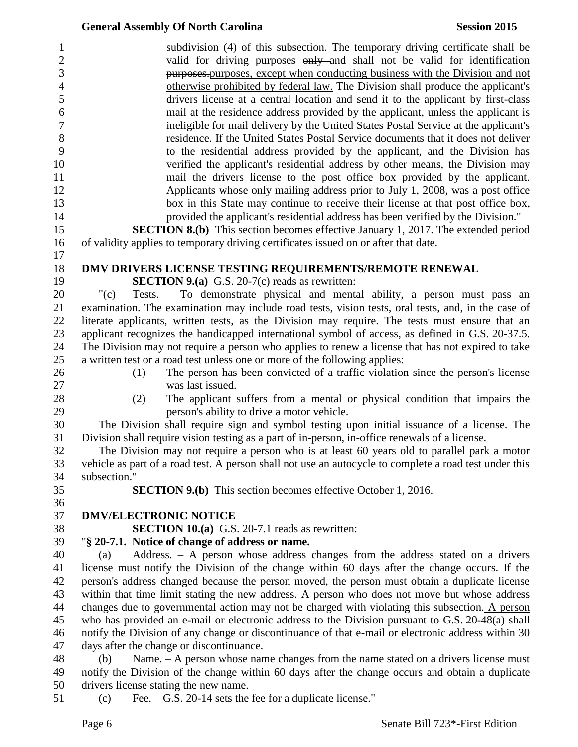subdivision (4) of this subsection. The temporary driving certificate shall be valid for driving purposes ~~only~~ and shall not be valid for identification ~~purposes.~~purposes, except when conducting business with the Division and not otherwise prohibited by federal law. The Division shall produce the applicant's drivers license at a central location and send it to the applicant by first-class mail at the residence address provided by the applicant, unless the applicant is ineligible for mail delivery by the United States Postal Service at the applicant's residence. If the United States Postal Service documents that it does not deliver to the residential address provided by the applicant, and the Division has verified the applicant's residential address by other means, the Division may mail the drivers license to the post office box provided by the applicant. Applicants whose only mailing address prior to July 1, 2008, was a post office box in this State may continue to receive their license at that post office box, provided the applicant's residential address has been verified by the Division."

**SECTION 8.(b)** This section becomes effective January 1, 2017. The extended period of validity applies to temporary driving certificates issued on or after that date.

**DMV DRIVERS LICENSE TESTING REQUIREMENTS/REMOTE RENEWAL**

**SECTION 9.(a)** G.S. 20-7(c) reads as rewritten:

"(c) Tests. – To demonstrate physical and mental ability, a person must pass an examination. The examination may include road tests, vision tests, oral tests, and, in the case of literate applicants, written tests, as the Division may require. The tests must ensure that an applicant recognizes the handicapped international symbol of access, as defined in G.S. 20-37.5. The Division may not require a person who applies to renew a license that has not expired to take a written test or a road test unless one or more of the following applies:

(1) The person has been convicted of a traffic violation since the person's license was last issued.

(2) The applicant suffers from a mental or physical condition that impairs the person's ability to drive a motor vehicle.

The Division shall require sign and symbol testing upon initial issuance of a license. The Division shall require vision testing as a part of in-person, in-office renewals of a license.

The Division may not require a person who is at least 60 years old to parallel park a motor vehicle as part of a road test. A person shall not use an autocycle to complete a road test under this subsection."

**SECTION 9.(b)** This section becomes effective October 1, 2016.

**DMV/ELECTRONIC NOTICE**

**SECTION 10.(a)** G.S. 20-7.1 reads as rewritten:

"**§ 20-7.1. Notice of change of address or name.**

(a) Address. – A person whose address changes from the address stated on a drivers license must notify the Division of the change within 60 days after the change occurs. If the person's address changed because the person moved, the person must obtain a duplicate license within that time limit stating the new address. A person who does not move but whose address changes due to governmental action may not be charged with violating this subsection. A person who has provided an e-mail or electronic address to the Division pursuant to G.S. 20-48(a) shall notify the Division of any change or discontinuance of that e-mail or electronic address within 30 days after the change or discontinuance.

(b) Name. – A person whose name changes from the name stated on a drivers license must notify the Division of the change within 60 days after the change occurs and obtain a duplicate drivers license stating the new name.

(c) Fee. – G.S. 20-14 sets the fee for a duplicate license."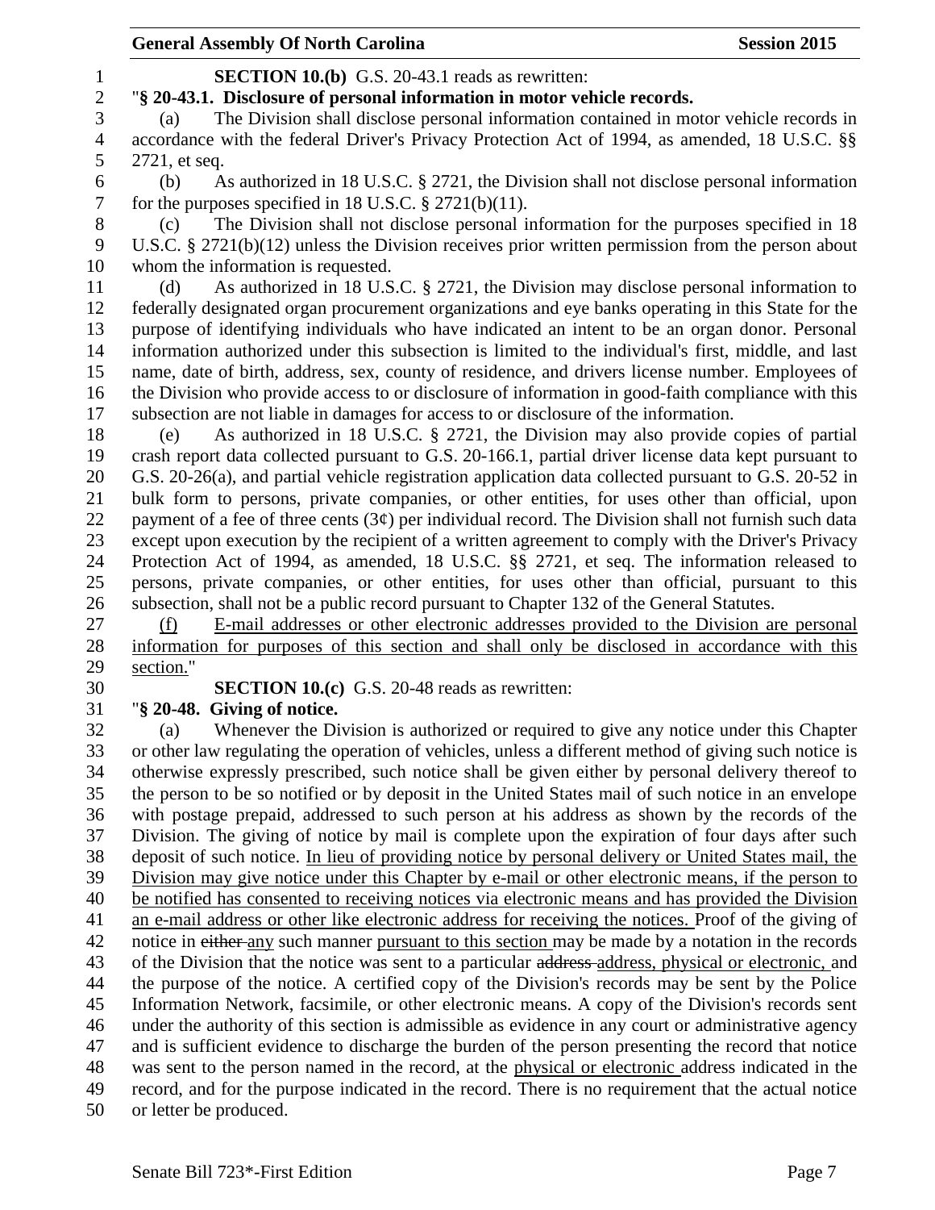**SECTION 10.(b)** G.S. 20-43.1 reads as rewritten:

"**§ 20-43.1. Disclosure of personal information in motor vehicle records.**

(a) The Division shall disclose personal information contained in motor vehicle records in accordance with the federal Driver's Privacy Protection Act of 1994, as amended, 18 U.S.C. §§ 2721, et seq.

(b) As authorized in 18 U.S.C. § 2721, the Division shall not disclose personal information for the purposes specified in 18 U.S.C. § 2721(b)(11).

(c) The Division shall not disclose personal information for the purposes specified in 18 U.S.C. § 2721(b)(12) unless the Division receives prior written permission from the person about whom the information is requested.

(d) As authorized in 18 U.S.C. § 2721, the Division may disclose personal information to federally designated organ procurement organizations and eye banks operating in this State for the purpose of identifying individuals who have indicated an intent to be an organ donor. Personal information authorized under this subsection is limited to the individual's first, middle, and last name, date of birth, address, sex, county of residence, and drivers license number. Employees of the Division who provide access to or disclosure of information in good-faith compliance with this subsection are not liable in damages for access to or disclosure of the information.

(e) As authorized in 18 U.S.C. § 2721, the Division may also provide copies of partial crash report data collected pursuant to G.S. 20-166.1, partial driver license data kept pursuant to G.S. 20-26(a), and partial vehicle registration application data collected pursuant to G.S. 20-52 in bulk form to persons, private companies, or other entities, for uses other than official, upon payment of a fee of three cents (3¢) per individual record. The Division shall not furnish such data except upon execution by the recipient of a written agreement to comply with the Driver's Privacy Protection Act of 1994, as amended, 18 U.S.C. §§ 2721, et seq. The information released to persons, private companies, or other entities, for uses other than official, pursuant to this subsection, shall not be a public record pursuant to Chapter 132 of the General Statutes.

<u>(f) E-mail addresses or other electronic addresses provided to the Division are personal information for purposes of this section and shall only be disclosed in accordance with this section.</u>"

**SECTION 10.(c)** G.S. 20-48 reads as rewritten:

"**§ 20-48. Giving of notice.**

(a) Whenever the Division is authorized or required to give any notice under this Chapter or other law regulating the operation of vehicles, unless a different method of giving such notice is otherwise expressly prescribed, such notice shall be given either by personal delivery thereof to the person to be so notified or by deposit in the United States mail of such notice in an envelope with postage prepaid, addressed to such person at his address as shown by the records of the Division. The giving of notice by mail is complete upon the expiration of four days after such deposit of such notice. <u>In lieu of providing notice by personal delivery or United States mail, the Division may give notice under this Chapter by e-mail or other electronic means, if the person to be notified has consented to receiving notices via electronic means and has provided the Division an e-mail address or other like electronic address for receiving the notices.</u> Proof of the giving of notice in ~~either~~ <u>any</u> such manner <u>pursuant to this section</u> may be made by a notation in the records of the Division that the notice was sent to a particular ~~address~~ <u>address, physical or electronic,</u> and the purpose of the notice. A certified copy of the Division's records may be sent by the Police Information Network, facsimile, or other electronic means. A copy of the Division's records sent under the authority of this section is admissible as evidence in any court or administrative agency and is sufficient evidence to discharge the burden of the person presenting the record that notice was sent to the person named in the record, at the <u>physical or electronic</u> address indicated in the record, and for the purpose indicated in the record. There is no requirement that the actual notice or letter be produced.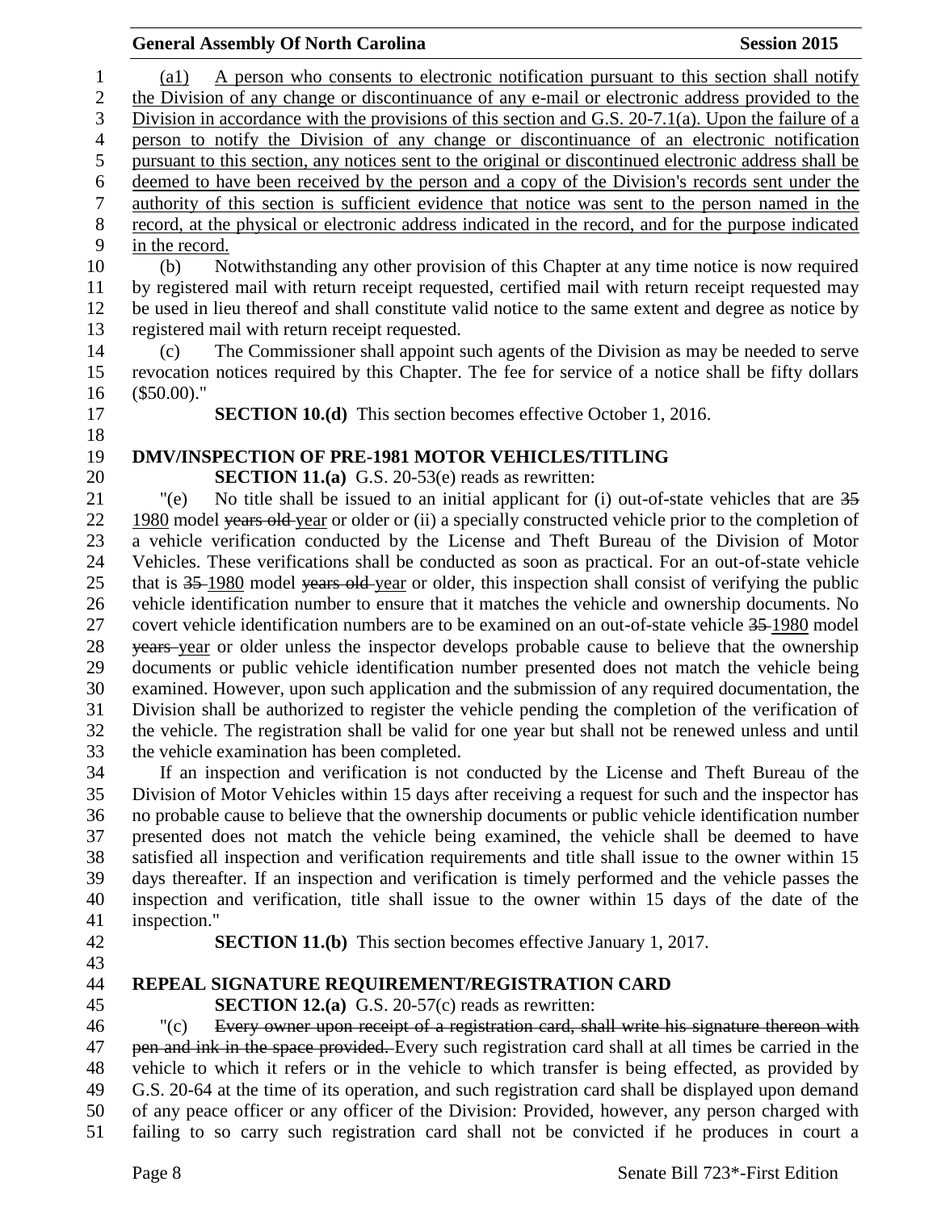(a1) A person who consents to electronic notification pursuant to this section shall notify the Division of any change or discontinuance of any e-mail or electronic address provided to the Division in accordance with the provisions of this section and G.S. 20-7.1(a). Upon the failure of a person to notify the Division of any change or discontinuance of an electronic notification pursuant to this section, any notices sent to the original or discontinued electronic address shall be deemed to have been received by the person and a copy of the Division's records sent under the authority of this section is sufficient evidence that notice was sent to the person named in the record, at the physical or electronic address indicated in the record, and for the purpose indicated in the record.

(b) Notwithstanding any other provision of this Chapter at any time notice is now required by registered mail with return receipt requested, certified mail with return receipt requested may be used in lieu thereof and shall constitute valid notice to the same extent and degree as notice by registered mail with return receipt requested.

(c) The Commissioner shall appoint such agents of the Division as may be needed to serve revocation notices required by this Chapter. The fee for service of a notice shall be fifty dollars ($50.00)."

**SECTION 10.(d)** This section becomes effective October 1, 2016.

**DMV/INSPECTION OF PRE-1981 MOTOR VEHICLES/TITLING**

**SECTION 11.(a)** G.S. 20-53(e) reads as rewritten:

"(e) No title shall be issued to an initial applicant for (i) out-of-state vehicles that are ~~35~~ 1980 model ~~years old~~ year or older or (ii) a specially constructed vehicle prior to the completion of a vehicle verification conducted by the License and Theft Bureau of the Division of Motor Vehicles. These verifications shall be conducted as soon as practical. For an out-of-state vehicle that is ~~35~~ 1980 model ~~years old~~ year or older, this inspection shall consist of verifying the public vehicle identification number to ensure that it matches the vehicle and ownership documents. No covert vehicle identification numbers are to be examined on an out-of-state vehicle ~~35~~ 1980 model ~~years~~ year or older unless the inspector develops probable cause to believe that the ownership documents or public vehicle identification number presented does not match the vehicle being examined. However, upon such application and the submission of any required documentation, the Division shall be authorized to register the vehicle pending the completion of the verification of the vehicle. The registration shall be valid for one year but shall not be renewed unless and until the vehicle examination has been completed.

If an inspection and verification is not conducted by the License and Theft Bureau of the Division of Motor Vehicles within 15 days after receiving a request for such and the inspector has no probable cause to believe that the ownership documents or public vehicle identification number presented does not match the vehicle being examined, the vehicle shall be deemed to have satisfied all inspection and verification requirements and title shall issue to the owner within 15 days thereafter. If an inspection and verification is timely performed and the vehicle passes the inspection and verification, title shall issue to the owner within 15 days of the date of the inspection."

**SECTION 11.(b)** This section becomes effective January 1, 2017.

**REPEAL SIGNATURE REQUIREMENT/REGISTRATION CARD**

**SECTION 12.(a)** G.S. 20-57(c) reads as rewritten:

"(c) ~~Every owner upon receipt of a registration card, shall write his signature thereon with pen and ink in the space provided.~~ Every such registration card shall at all times be carried in the vehicle to which it refers or in the vehicle to which transfer is being effected, as provided by G.S. 20-64 at the time of its operation, and such registration card shall be displayed upon demand of any peace officer or any officer of the Division: Provided, however, any person charged with failing to so carry such registration card shall not be convicted if he produces in court a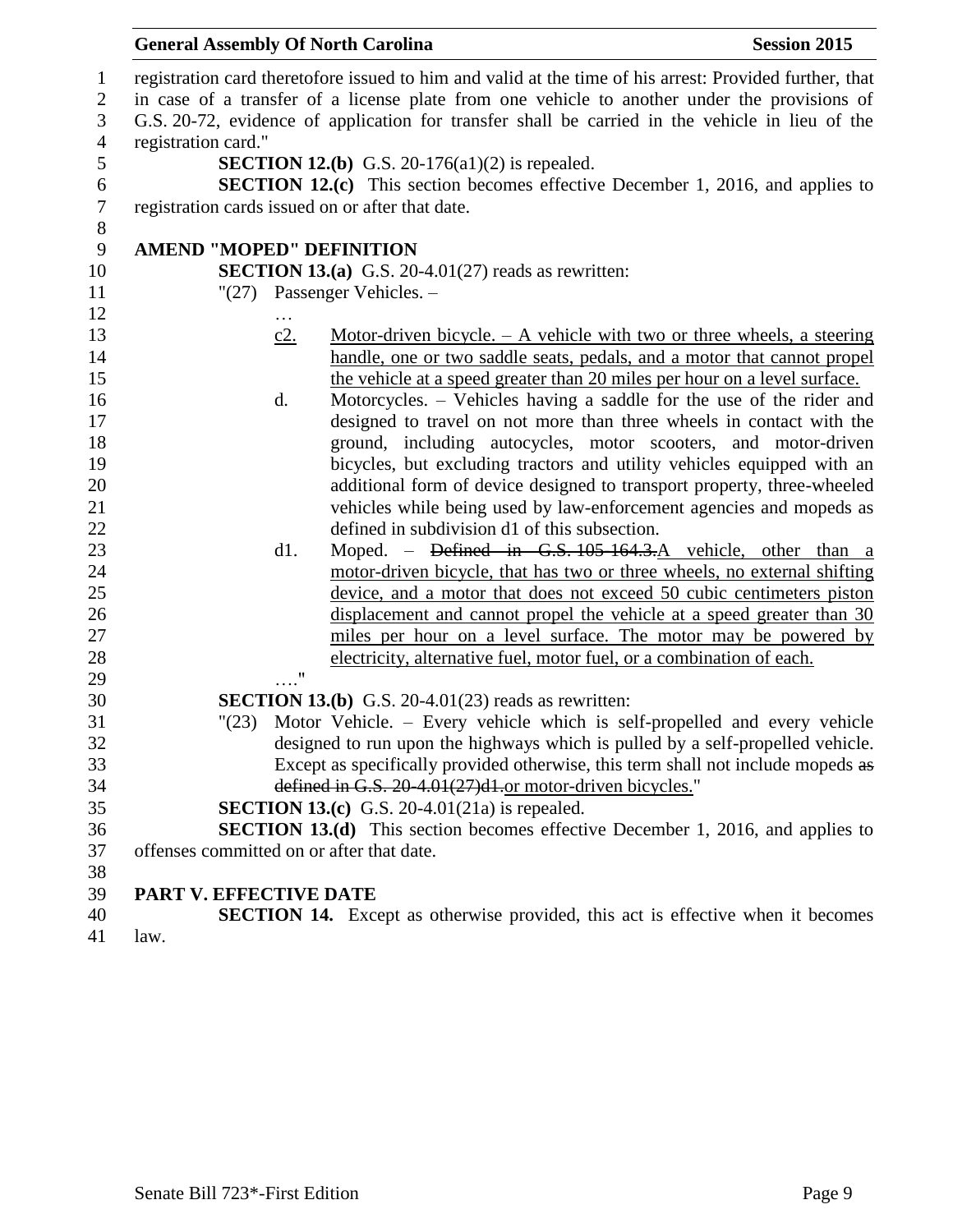registration card theretofore issued to him and valid at the time of his arrest: Provided further, that in case of a transfer of a license plate from one vehicle to another under the provisions of G.S. 20-72, evidence of application for transfer shall be carried in the vehicle in lieu of the registration card."

**SECTION 12.(b)** G.S. 20-176(a1)(2) is repealed.

**SECTION 12.(c)** This section becomes effective December 1, 2016, and applies to registration cards issued on or after that date.

**AMEND "MOPED" DEFINITION**

**SECTION 13.(a)** G.S. 20-4.01(27) reads as rewritten:

"(27) Passenger Vehicles. –

…

c2. Motor-driven bicycle. – A vehicle with two or three wheels, a steering handle, one or two saddle seats, pedals, and a motor that cannot propel the vehicle at a speed greater than 20 miles per hour on a level surface.

d. Motorcycles. – Vehicles having a saddle for the use of the rider and designed to travel on not more than three wheels in contact with the ground, including autocycles, motor scooters, and motor-driven bicycles, but excluding tractors and utility vehicles equipped with an additional form of device designed to transport property, three-wheeled vehicles while being used by law-enforcement agencies and mopeds as defined in subdivision d1 of this subsection.

d1. Moped. – ~~Defined in G.S. 105-164.3.~~A vehicle, other than a motor-driven bicycle, that has two or three wheels, no external shifting device, and a motor that does not exceed 50 cubic centimeters piston displacement and cannot propel the vehicle at a speed greater than 30 miles per hour on a level surface. The motor may be powered by electricity, alternative fuel, motor fuel, or a combination of each.

…."

**SECTION 13.(b)** G.S. 20-4.01(23) reads as rewritten:

"(23) Motor Vehicle. – Every vehicle which is self-propelled and every vehicle designed to run upon the highways which is pulled by a self-propelled vehicle. Except as specifically provided otherwise, this term shall not include mopeds ~~as defined in G.S. 20-4.01(27)d1.~~or motor-driven bicycles."

**SECTION 13.(c)** G.S. 20-4.01(21a) is repealed.

**SECTION 13.(d)** This section becomes effective December 1, 2016, and applies to offenses committed on or after that date.

**PART V. EFFECTIVE DATE**

**SECTION 14.** Except as otherwise provided, this act is effective when it becomes law.